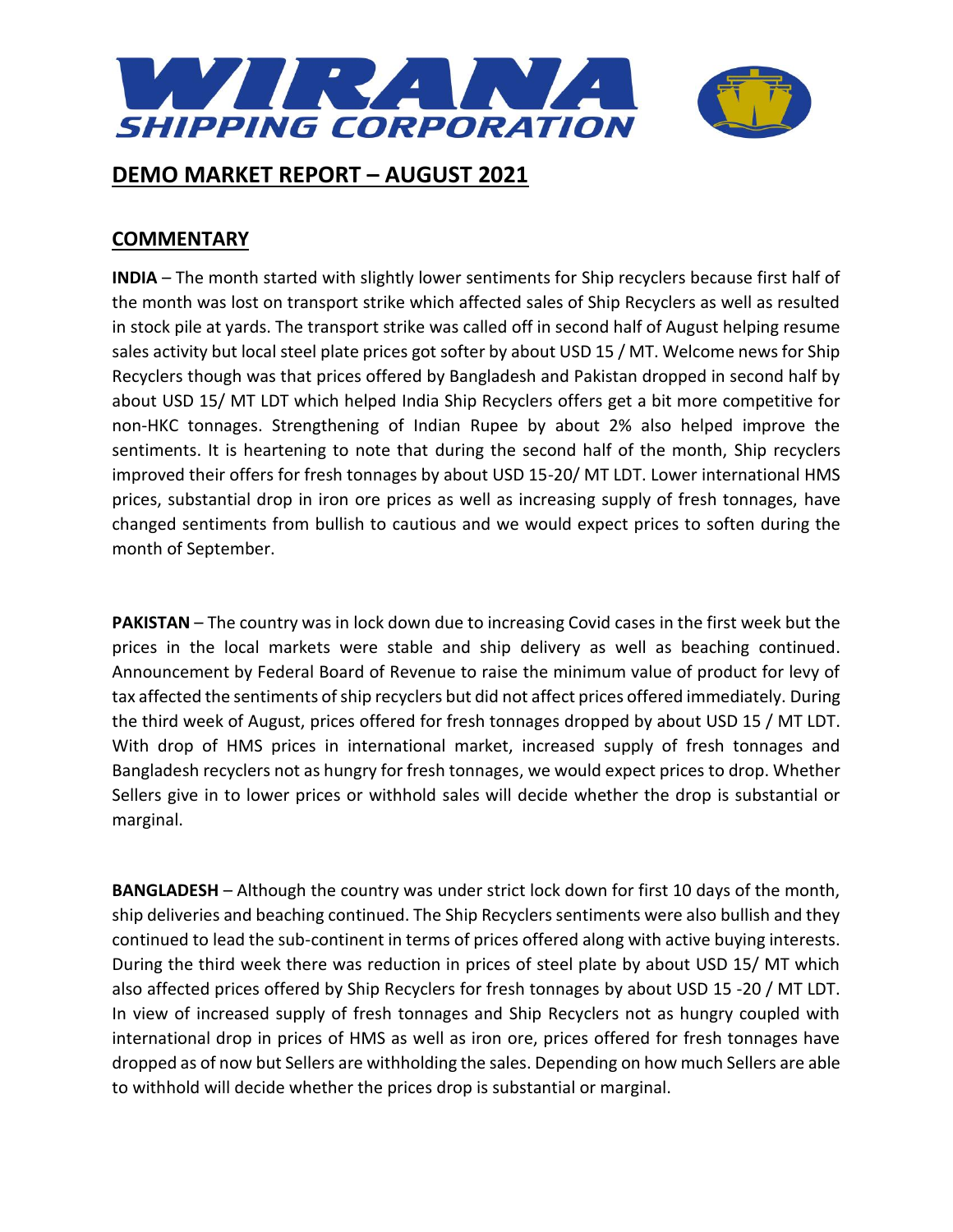# WIRANA SHIPPING CORPORATION

## DEMO MARKET REPORT – AUGUST 2021

## COMMENTARY

**INDIA** – The month started with slightly lower sentiments for Ship recyclers because first half of the month was lost on transport strike which affected sales of Ship Recyclers as well as resulted in stock pile at yards. The transport strike was called off in second half of August helping resume sales activity but local steel plate prices got softer by about USD 15 / MT. Welcome news for Ship Recyclers though was that prices offered by Bangladesh and Pakistan dropped in second half by about USD 15/ MT LDT which helped India Ship Recyclers offers get a bit more competitive for non-HKC tonnages. Strengthening of Indian Rupee by about 2% also helped improve the sentiments. It is heartening to note that during the second half of the month, Ship recyclers improved their offers for fresh tonnages by about USD 15-20/ MT LDT. Lower international HMS prices, substantial drop in iron ore prices as well as increasing supply of fresh tonnages, have changed sentiments from bullish to cautious and we would expect prices to soften during the month of September.

**PAKISTAN** – The country was in lock down due to increasing Covid cases in the first week but the prices in the local markets were stable and ship delivery as well as beaching continued. Announcement by Federal Board of Revenue to raise the minimum value of product for levy of tax affected the sentiments of ship recyclers but did not affect prices offered immediately. During the third week of August, prices offered for fresh tonnages dropped by about USD 15 / MT LDT. With drop of HMS prices in international market, increased supply of fresh tonnages and Bangladesh recyclers not as hungry for fresh tonnages, we would expect prices to drop. Whether Sellers give in to lower prices or withhold sales will decide whether the drop is substantial or marginal.

**BANGLADESH** – Although the country was under strict lock down for first 10 days of the month, ship deliveries and beaching continued. The Ship Recyclers sentiments were also bullish and they continued to lead the sub-continent in terms of prices offered along with active buying interests. During the third week there was reduction in prices of steel plate by about USD 15/ MT which also affected prices offered by Ship Recyclers for fresh tonnages by about USD 15 -20 / MT LDT. In view of increased supply of fresh tonnages and Ship Recyclers not as hungry coupled with international drop in prices of HMS as well as iron ore, prices offered for fresh tonnages have dropped as of now but Sellers are withholding the sales. Depending on how much Sellers are able to withhold will decide whether the prices drop is substantial or marginal.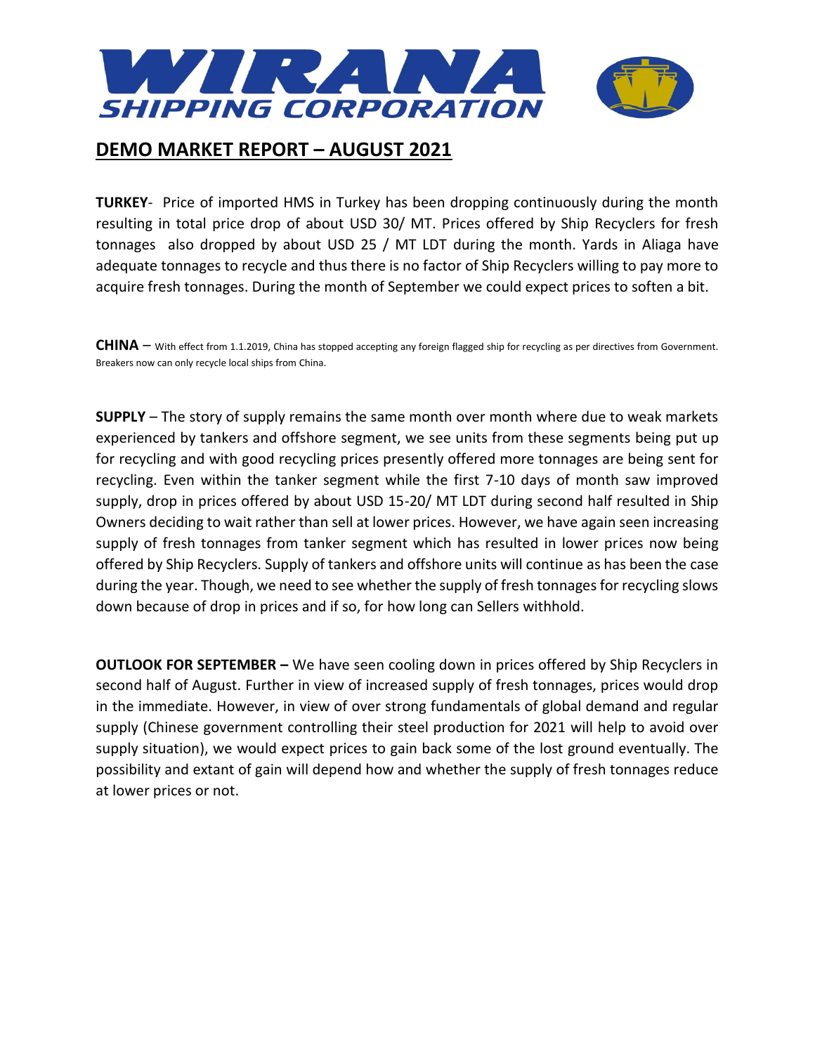# WIRANA SHIPPING CORPORATION

## DEMO MARKET REPORT – AUGUST 2021

**TURKEY**- Price of imported HMS in Turkey has been dropping continuously during the month resulting in total price drop of about USD 30/ MT. Prices offered by Ship Recyclers for fresh tonnages also dropped by about USD 25 / MT LDT during the month. Yards in Aliaga have adequate tonnages to recycle and thus there is no factor of Ship Recyclers willing to pay more to acquire fresh tonnages. During the month of September we could expect prices to soften a bit.

**CHINA** – With effect from 1.1.2019, China has stopped accepting any foreign flagged ship for recycling as per directives from Government. Breakers now can only recycle local ships from China.

**SUPPLY** – The story of supply remains the same month over month where due to weak markets experienced by tankers and offshore segment, we see units from these segments being put up for recycling and with good recycling prices presently offered more tonnages are being sent for recycling. Even within the tanker segment while the first 7-10 days of month saw improved supply, drop in prices offered by about USD 15-20/ MT LDT during second half resulted in Ship Owners deciding to wait rather than sell at lower prices. However, we have again seen increasing supply of fresh tonnages from tanker segment which has resulted in lower prices now being offered by Ship Recyclers. Supply of tankers and offshore units will continue as has been the case during the year. Though, we need to see whether the supply of fresh tonnages for recycling slows down because of drop in prices and if so, for how long can Sellers withhold.

**OUTLOOK FOR SEPTEMBER –** We have seen cooling down in prices offered by Ship Recyclers in second half of August. Further in view of increased supply of fresh tonnages, prices would drop in the immediate. However, in view of over strong fundamentals of global demand and regular supply (Chinese government controlling their steel production for 2021 will help to avoid over supply situation), we would expect prices to gain back some of the lost ground eventually. The possibility and extant of gain will depend how and whether the supply of fresh tonnages reduce at lower prices or not.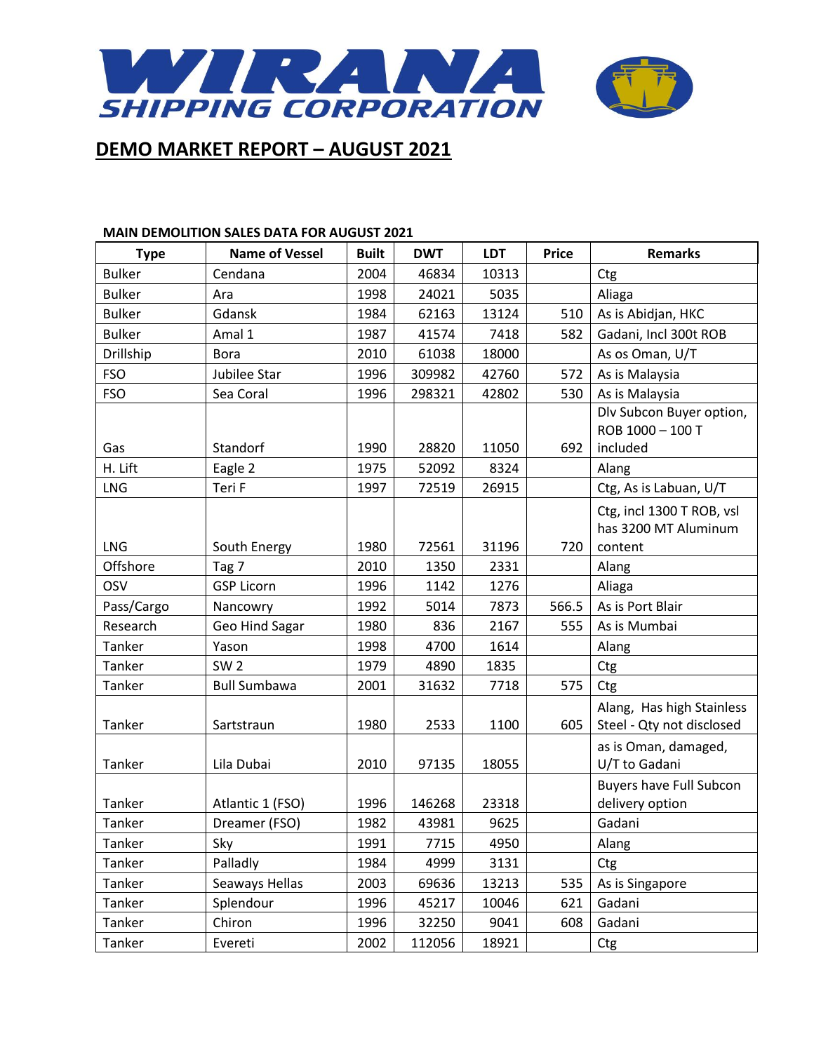# WIRANA SHIPPING CORPORATION

## DEMO MARKET REPORT – AUGUST 2021

**MAIN DEMOLITION SALES DATA FOR AUGUST 2021**

| Type | Name of Vessel | Built | DWT | LDT | Price | Remarks |
|---|---|---|---|---|---|---|
| Bulker | Cendana | 2004 | 46834 | 10313 | | Ctg |
| Bulker | Ara | 1998 | 24021 | 5035 | | Aliaga |
| Bulker | Gdansk | 1984 | 62163 | 13124 | 510 | As is Abidjan, HKC |
| Bulker | Amal 1 | 1987 | 41574 | 7418 | 582 | Gadani, Incl 300t ROB |
| Drillship | Bora | 2010 | 61038 | 18000 | | As os Oman, U/T |
| FSO | Jubilee Star | 1996 | 309982 | 42760 | 572 | As is Malaysia |
| FSO | Sea Coral | 1996 | 298321 | 42802 | 530 | As is Malaysia |
| Gas | Standorf | 1990 | 28820 | 11050 | 692 | Dlv Subcon Buyer option, ROB 1000 – 100 T included |
| H. Lift | Eagle 2 | 1975 | 52092 | 8324 | | Alang |
| LNG | Teri F | 1997 | 72519 | 26915 | | Ctg, As is Labuan, U/T |
| LNG | South Energy | 1980 | 72561 | 31196 | 720 | Ctg, incl 1300 T ROB, vsl has 3200 MT Aluminum content |
| Offshore | Tag 7 | 2010 | 1350 | 2331 | | Alang |
| OSV | GSP Licorn | 1996 | 1142 | 1276 | | Aliaga |
| Pass/Cargo | Nancowry | 1992 | 5014 | 7873 | 566.5 | As is Port Blair |
| Research | Geo Hind Sagar | 1980 | 836 | 2167 | 555 | As is Mumbai |
| Tanker | Yason | 1998 | 4700 | 1614 | | Alang |
| Tanker | SW 2 | 1979 | 4890 | 1835 | | Ctg |
| Tanker | Bull Sumbawa | 2001 | 31632 | 7718 | 575 | Ctg |
| Tanker | Sartstraun | 1980 | 2533 | 1100 | 605 | Alang, Has high Stainless Steel - Qty not disclosed |
| Tanker | Lila Dubai | 2010 | 97135 | 18055 | | as is Oman, damaged, U/T to Gadani |
| Tanker | Atlantic 1 (FSO) | 1996 | 146268 | 23318 | | Buyers have Full Subcon delivery option |
| Tanker | Dreamer (FSO) | 1982 | 43981 | 9625 | | Gadani |
| Tanker | Sky | 1991 | 7715 | 4950 | | Alang |
| Tanker | Palladly | 1984 | 4999 | 3131 | | Ctg |
| Tanker | Seaways Hellas | 2003 | 69636 | 13213 | 535 | As is Singapore |
| Tanker | Splendour | 1996 | 45217 | 10046 | 621 | Gadani |
| Tanker | Chiron | 1996 | 32250 | 9041 | 608 | Gadani |
| Tanker | Evereti | 2002 | 112056 | 18921 | | Ctg |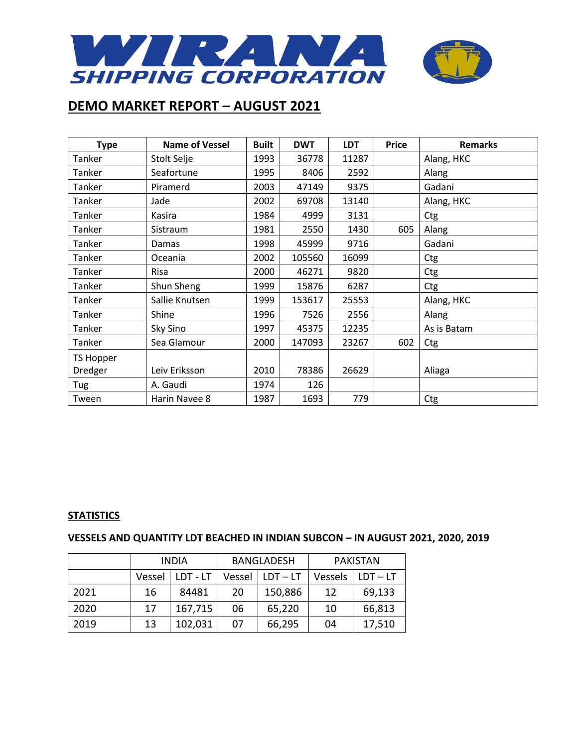# WIRANA SHIPPING CORPORATION

## DEMO MARKET REPORT – AUGUST 2021

| Type | Name of Vessel | Built | DWT | LDT | Price | Remarks |
|---|---|---|---|---|---|---|
| Tanker | Stolt Selje | 1993 | 36778 | 11287 | | Alang, HKC |
| Tanker | Seafortune | 1995 | 8406 | 2592 | | Alang |
| Tanker | Piramerd | 2003 | 47149 | 9375 | | Gadani |
| Tanker | Jade | 2002 | 69708 | 13140 | | Alang, HKC |
| Tanker | Kasira | 1984 | 4999 | 3131 | | Ctg |
| Tanker | Sistraum | 1981 | 2550 | 1430 | 605 | Alang |
| Tanker | Damas | 1998 | 45999 | 9716 | | Gadani |
| Tanker | Oceania | 2002 | 105560 | 16099 | | Ctg |
| Tanker | Risa | 2000 | 46271 | 9820 | | Ctg |
| Tanker | Shun Sheng | 1999 | 15876 | 6287 | | Ctg |
| Tanker | Sallie Knutsen | 1999 | 153617 | 25553 | | Alang, HKC |
| Tanker | Shine | 1996 | 7526 | 2556 | | Alang |
| Tanker | Sky Sino | 1997 | 45375 | 12235 | | As is Batam |
| Tanker | Sea Glamour | 2000 | 147093 | 23267 | 602 | Ctg |
| TS Hopper Dredger | Leiv Eriksson | 2010 | 78386 | 26629 | | Aliaga |
| Tug | A. Gaudi | 1974 | 126 | | | |
| Tween | Harin Navee 8 | 1987 | 1693 | 779 | | Ctg |

**STATISTICS**

**VESSELS AND QUANTITY LDT BEACHED IN INDIAN SUBCON – IN AUGUST 2021, 2020, 2019**

| | INDIA | | BANGLADESH | | PAKISTAN | |
|---|---|---|---|---|---|---|
| | Vessel | LDT - LT | Vessel | LDT – LT | Vessels | LDT – LT |
| 2021 | 16 | 84481 | 20 | 150,886 | 12 | 69,133 |
| 2020 | 17 | 167,715 | 06 | 65,220 | 10 | 66,813 |
| 2019 | 13 | 102,031 | 07 | 66,295 | 04 | 17,510 |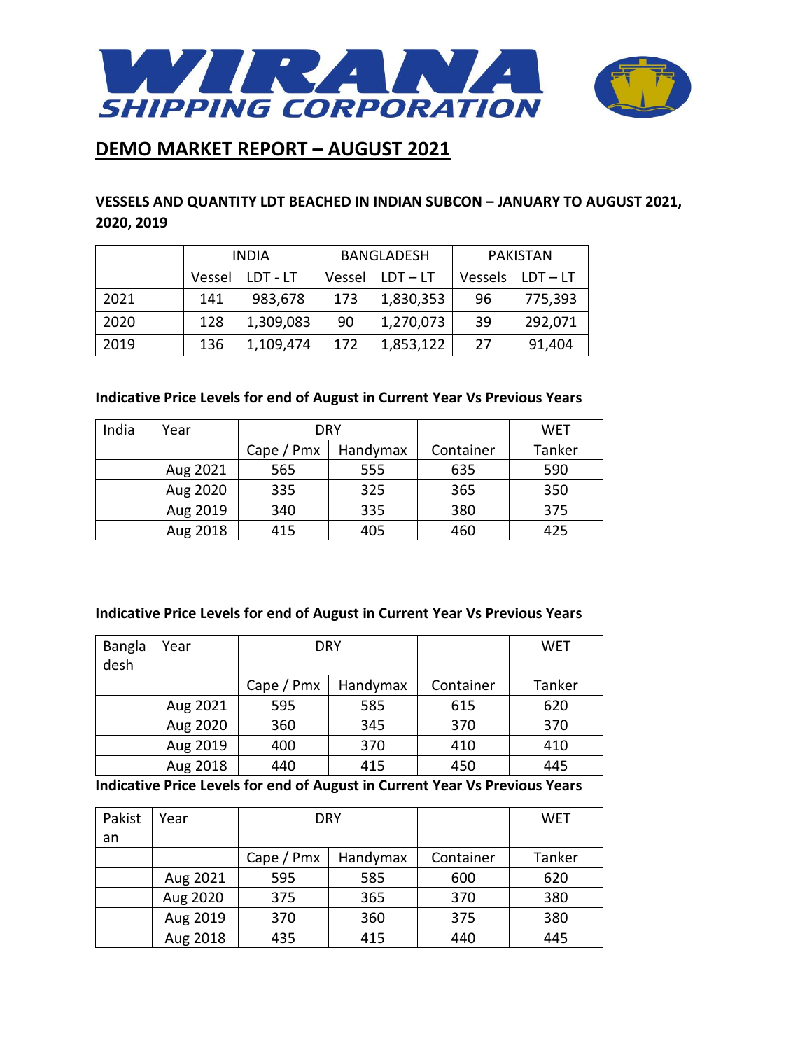# WIRANA SHIPPING CORPORATION

## DEMO MARKET REPORT – AUGUST 2021

### VESSELS AND QUANTITY LDT BEACHED IN INDIAN SUBCON – JANUARY TO AUGUST 2021, 2020, 2019

| | INDIA | | BANGLADESH | | PAKISTAN | |
|---|---|---|---|---|---|---|
| | Vessel | LDT - LT | Vessel | LDT – LT | Vessels | LDT – LT |
| 2021 | 141 | 983,678 | 173 | 1,830,353 | 96 | 775,393 |
| 2020 | 128 | 1,309,083 | 90 | 1,270,073 | 39 | 292,071 |
| 2019 | 136 | 1,109,474 | 172 | 1,853,122 | 27 | 91,404 |

**Indicative Price Levels for end of August in Current Year Vs Previous Years**

| India | Year | DRY | | | WET |
|---|---|---|---|---|---|
| | | Cape / Pmx | Handymax | Container | Tanker |
| | Aug 2021 | 565 | 555 | 635 | 590 |
| | Aug 2020 | 335 | 325 | 365 | 350 |
| | Aug 2019 | 340 | 335 | 380 | 375 |
| | Aug 2018 | 415 | 405 | 460 | 425 |

**Indicative Price Levels for end of August in Current Year Vs Previous Years**

| Bangladesh | Year | DRY | | | WET |
|---|---|---|---|---|---|
| | | Cape / Pmx | Handymax | Container | Tanker |
| | Aug 2021 | 595 | 585 | 615 | 620 |
| | Aug 2020 | 360 | 345 | 370 | 370 |
| | Aug 2019 | 400 | 370 | 410 | 410 |
| | Aug 2018 | 440 | 415 | 450 | 445 |

**Indicative Price Levels for end of August in Current Year Vs Previous Years**

| Pakistan | Year | DRY | | | WET |
|---|---|---|---|---|---|
| | | Cape / Pmx | Handymax | Container | Tanker |
| | Aug 2021 | 595 | 585 | 600 | 620 |
| | Aug 2020 | 375 | 365 | 370 | 380 |
| | Aug 2019 | 370 | 360 | 375 | 380 |
| | Aug 2018 | 435 | 415 | 440 | 445 |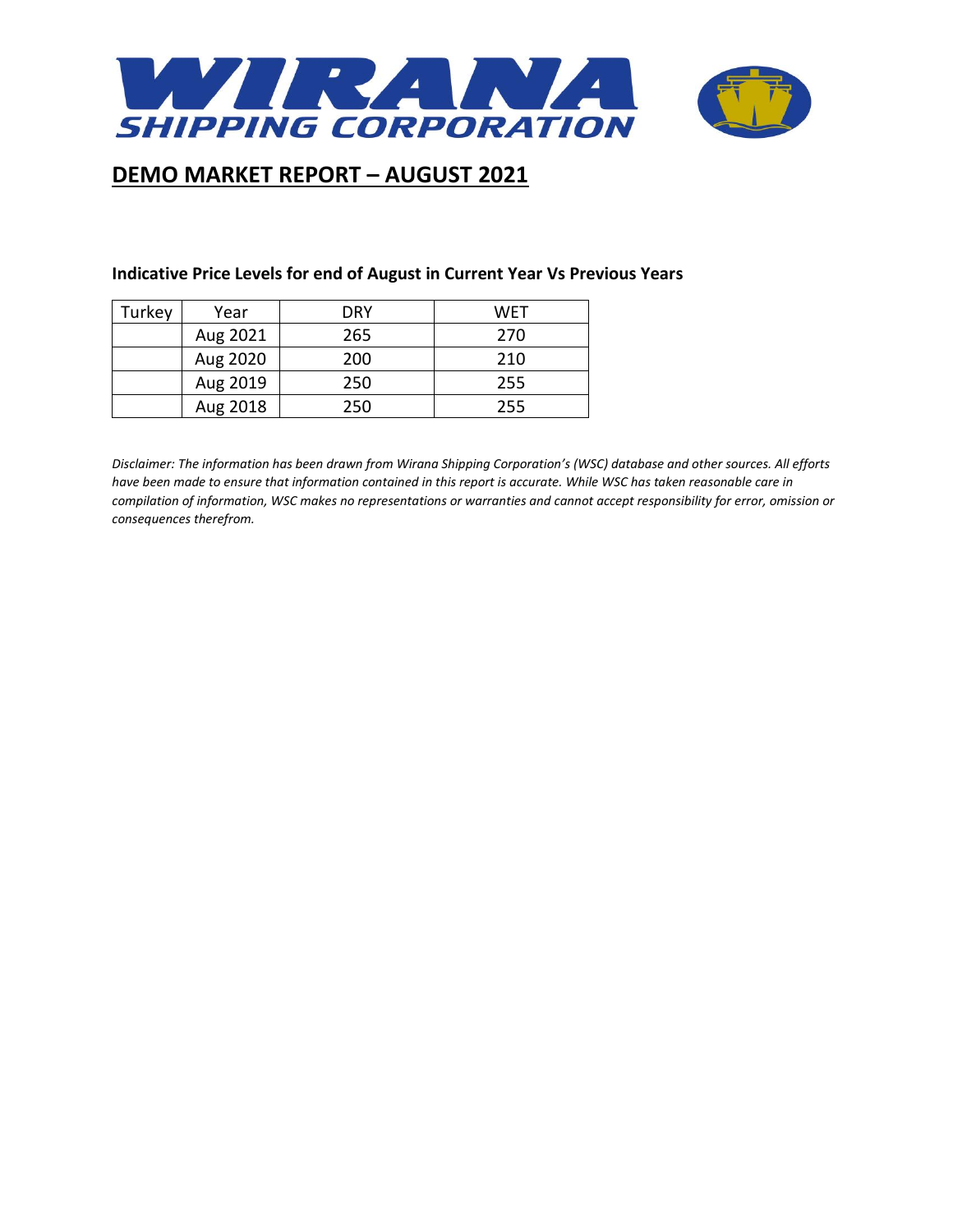# WIRANA SHIPPING CORPORATION

## DEMO MARKET REPORT – AUGUST 2021

### Indicative Price Levels for end of August in Current Year Vs Previous Years

| Turkey | Year | DRY | WET |
|---|---|---|---|
| | Aug 2021 | 265 | 270 |
| | Aug 2020 | 200 | 210 |
| | Aug 2019 | 250 | 255 |
| | Aug 2018 | 250 | 255 |

*Disclaimer: The information has been drawn from Wirana Shipping Corporation's (WSC) database and other sources. All efforts have been made to ensure that information contained in this report is accurate. While WSC has taken reasonable care in compilation of information, WSC makes no representations or warranties and cannot accept responsibility for error, omission or consequences therefrom.*